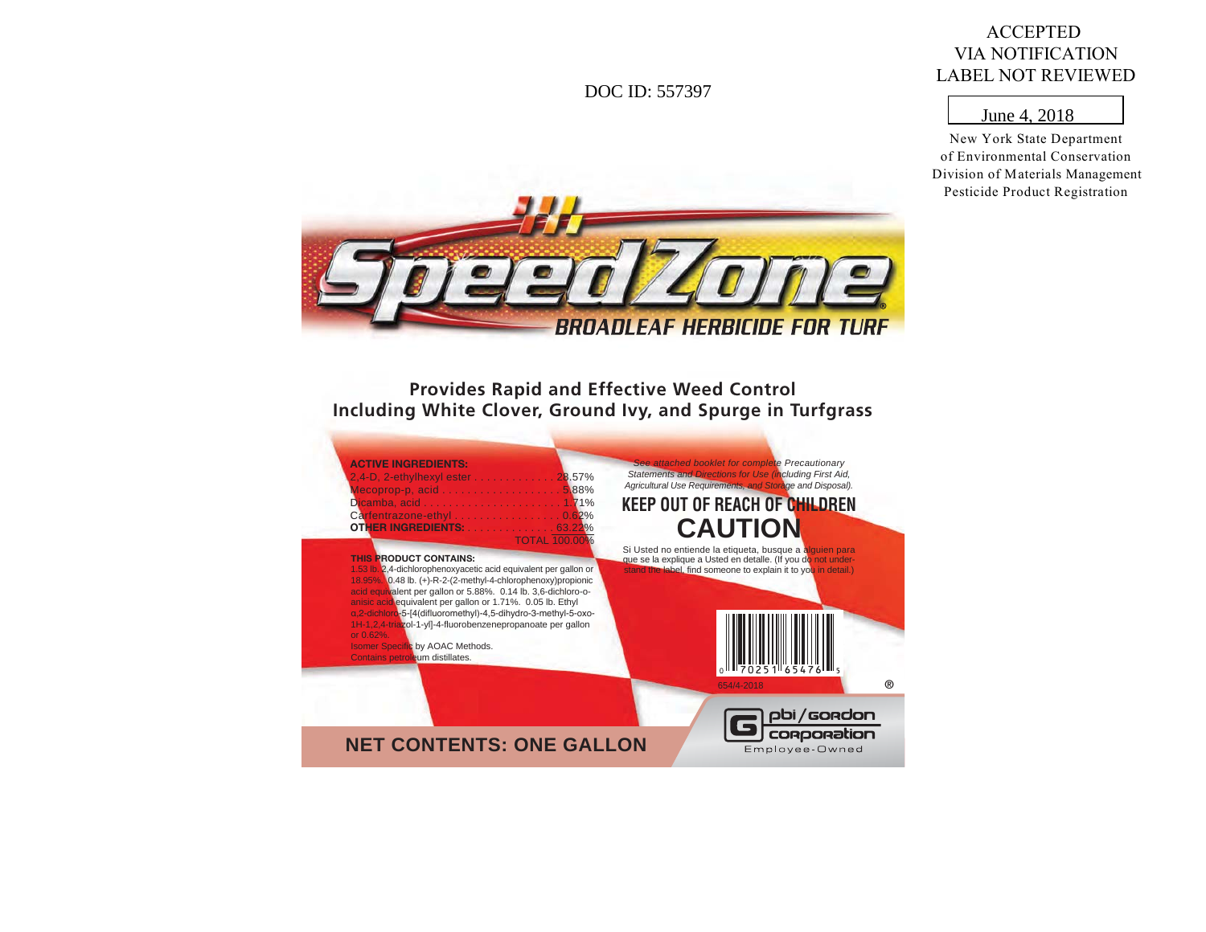ACCEPTED
VIA NOTIFICATION
LABEL NOT REVIEWED

June 4, 2018

New York State Department
of Environmental Conservation
Division of Materials Management
Pesticide Product Registration

DOC ID: 557397

# SpeedZone®

## BROADLEAF HERBICIDE FOR TURF

**Provides Rapid and Effective Weed Control
Including White Clover, Ground Ivy, and Spurge in Turfgrass**

**ACTIVE INGREDIENTS:**

| | |
|---|---|
| 2,4-D, 2-ethylhexyl ester | 28.57% |
| Mecoprop-p, acid | 5.88% |
| Dicamba, acid | 1.71% |
| Carfentrazone-ethyl | 0.62% |
| **OTHER INGREDIENTS:** | 63.22% |
| TOTAL | 100.00% |

**THIS PRODUCT CONTAINS:**
1.53 lb. 2,4-dichlorophenoxyacetic acid equivalent per gallon or 18.95%. 0.48 lb. (+)-R-2-(2-methyl-4-chlorophenoxy)propionic acid equivalent per gallon or 5.88%. 0.14 lb. 3,6-dichloro-o-anisic acid equivalent per gallon or 1.71%. 0.05 lb. Ethyl α,2-dichloro-5-[4(difluoromethyl)-4,5-dihydro-3-methyl-5-oxo-1H-1,2,4-triazol-1-yl]-4-fluorobenzenepropanoate per gallon or 0.62%.
Isomer Specific by AOAC Methods.
Contains petroleum distillates.

*See attached booklet for complete Precautionary Statements and Directions for Use (including First Aid, Agricultural Use Requirements, and Storage and Disposal).*

**KEEP OUT OF REACH OF CHILDREN**

**CAUTION**

Si Usted no entiende la etiqueta, busque a alguien para que se la explique a Usted en detalle. (If you do not understand the label, find someone to explain it to you in detail.)

0 70251 65476 5

654/4-2018

®

**NET CONTENTS: ONE GALLON**

pbi/Gordon corporation
Employee-Owned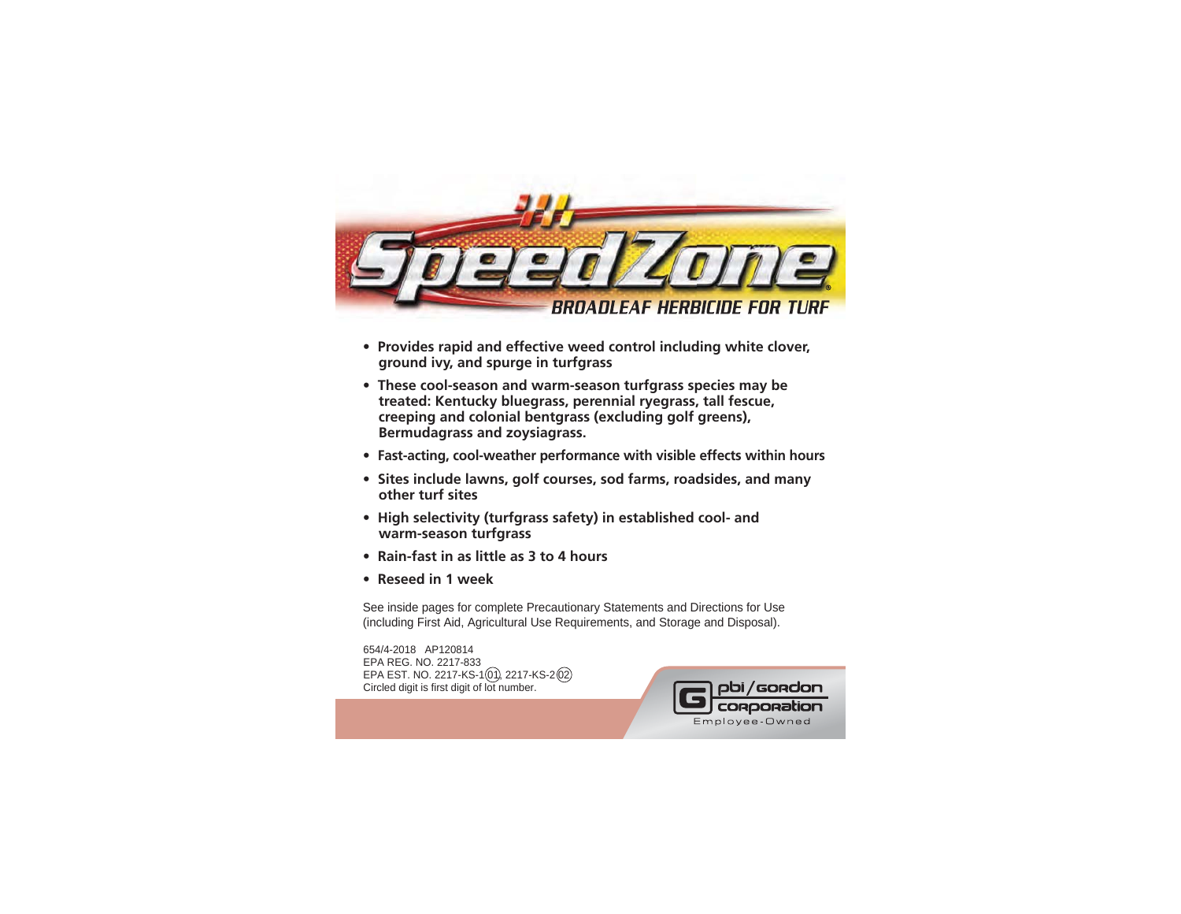# SpeedZone®

## BROADLEAF HERBICIDE FOR TURF

- **Provides rapid and effective weed control including white clover, ground ivy, and spurge in turfgrass**
- **These cool-season and warm-season turfgrass species may be treated: Kentucky bluegrass, perennial ryegrass, tall fescue, creeping and colonial bentgrass (excluding golf greens), Bermudagrass and zoysiagrass.**
- **Fast-acting, cool-weather performance with visible effects within hours**
- **Sites include lawns, golf courses, sod farms, roadsides, and many other turf sites**
- **High selectivity (turfgrass safety) in established cool- and warm-season turfgrass**
- **Rain-fast in as little as 3 to 4 hours**
- **Reseed in 1 week**

See inside pages for complete Precautionary Statements and Directions for Use (including First Aid, Agricultural Use Requirements, and Storage and Disposal).

654/4-2018 AP120814
EPA REG. NO. 2217-833
EPA EST. NO. 2217-KS-1(01), 2217-KS-2(02)
Circled digit is first digit of lot number.

pbi/gordon corporation
Employee-Owned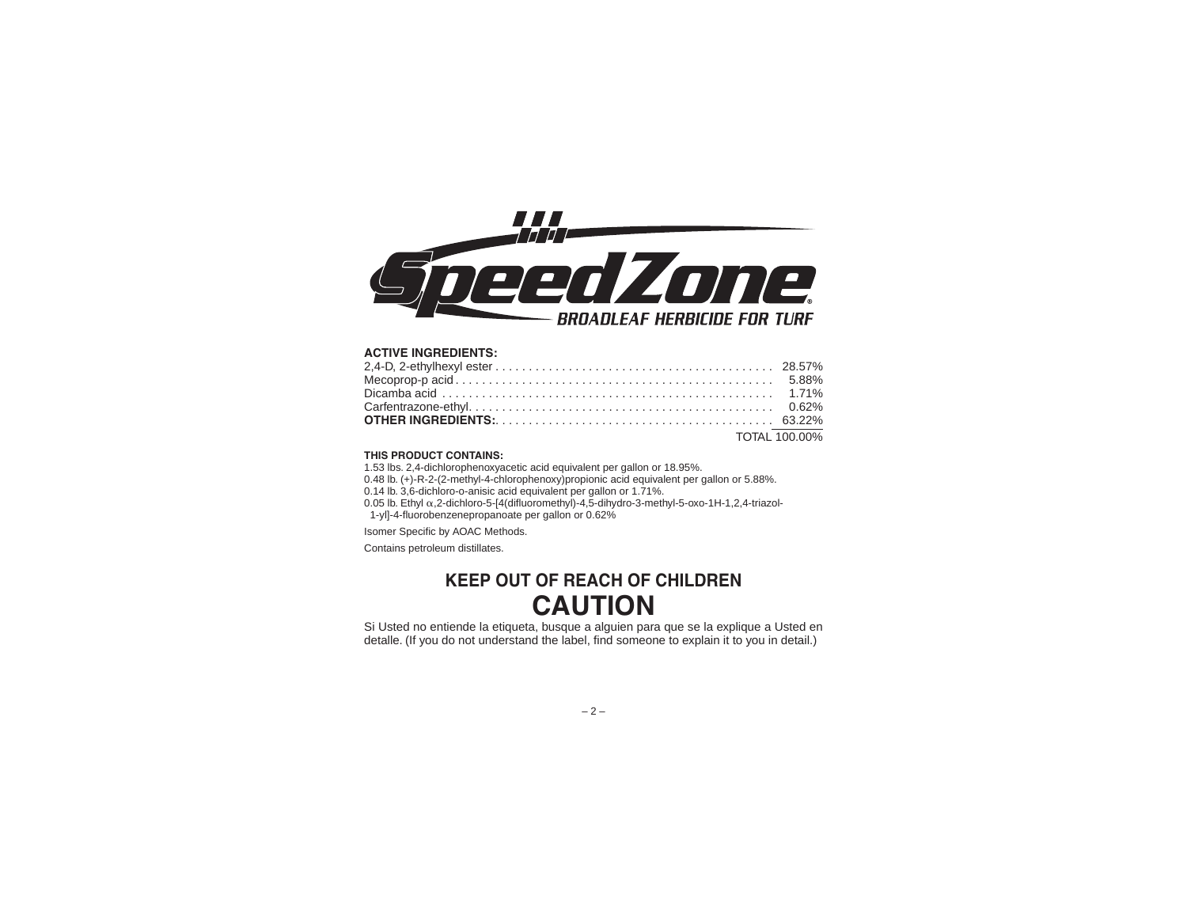# SpeedZone®

## BROADLEAF HERBICIDE FOR TURF

**ACTIVE INGREDIENTS:**

| | |
|---|---|
| 2,4-D, 2-ethylhexyl ester | 28.57% |
| Mecoprop-p acid | 5.88% |
| Dicamba acid | 1.71% |
| Carfentrazone-ethyl | 0.62% |
| **OTHER INGREDIENTS:** | 63.22% |
| | TOTAL 100.00% |

**THIS PRODUCT CONTAINS:**

1.53 lbs. 2,4-dichlorophenoxyacetic acid equivalent per gallon or 18.95%.
0.48 lb. (+)-R-2-(2-methyl-4-chlorophenoxy)propionic acid equivalent per gallon or 5.88%.
0.14 lb. 3,6-dichloro-o-anisic acid equivalent per gallon or 1.71%.
0.05 lb. Ethyl α,2-dichloro-5-[4(difluoromethyl)-4,5-dihydro-3-methyl-5-oxo-1H-1,2,4-triazol-1-yl]-4-fluorobenzenepropanoate per gallon or 0.62%

Isomer Specific by AOAC Methods.

Contains petroleum distillates.

## KEEP OUT OF REACH OF CHILDREN

## CAUTION

Si Usted no entiende la etiqueta, busque a alguien para que se la explique a Usted en detalle. (If you do not understand the label, find someone to explain it to you in detail.)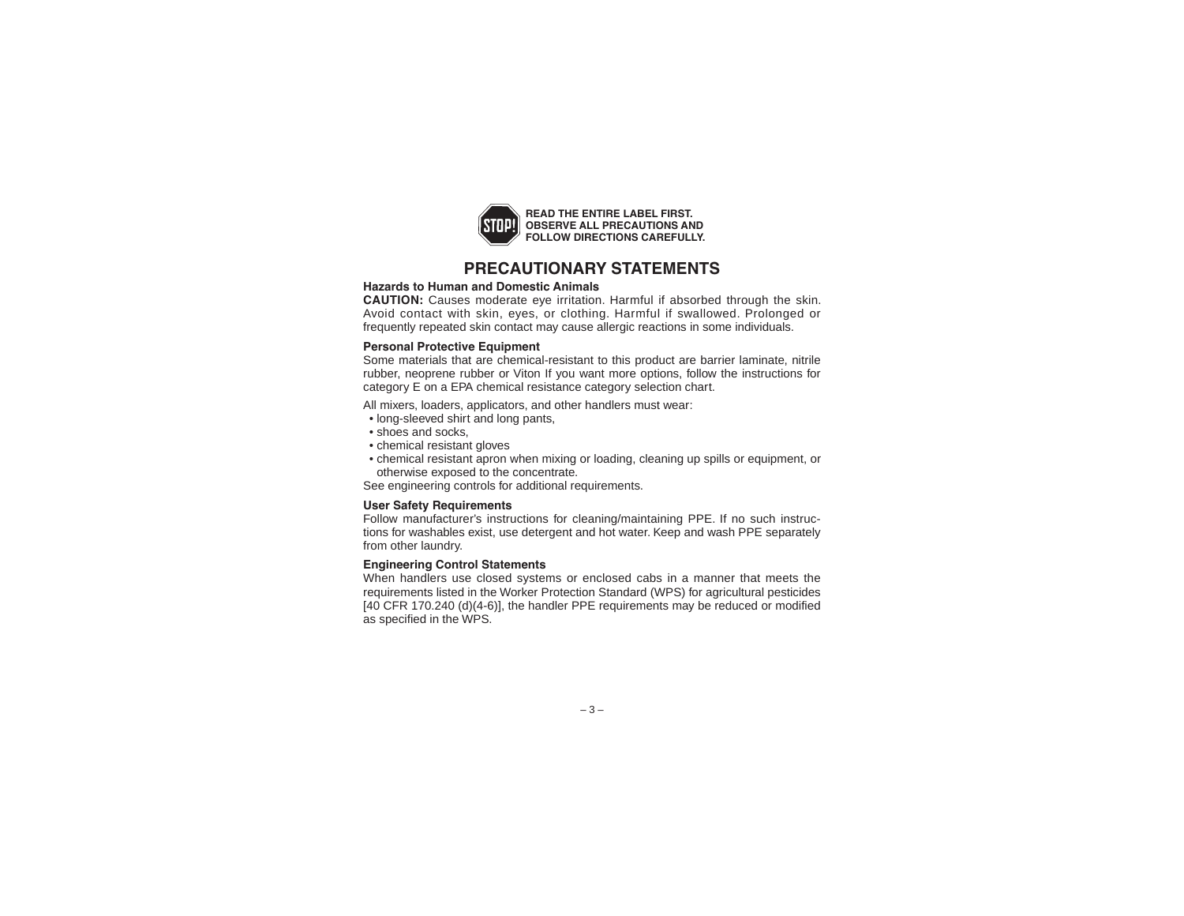STOP! READ THE ENTIRE LABEL FIRST. OBSERVE ALL PRECAUTIONS AND FOLLOW DIRECTIONS CAREFULLY.

# PRECAUTIONARY STATEMENTS

**Hazards to Human and Domestic Animals**

**CAUTION:** Causes moderate eye irritation. Harmful if absorbed through the skin. Avoid contact with skin, eyes, or clothing. Harmful if swallowed. Prolonged or frequently repeated skin contact may cause allergic reactions in some individuals.

**Personal Protective Equipment**

Some materials that are chemical-resistant to this product are barrier laminate, nitrile rubber, neoprene rubber or Viton If you want more options, follow the instructions for category E on a EPA chemical resistance category selection chart.

All mixers, loaders, applicators, and other handlers must wear:

- long-sleeved shirt and long pants,
- shoes and socks,
- chemical resistant gloves
- chemical resistant apron when mixing or loading, cleaning up spills or equipment, or otherwise exposed to the concentrate.

See engineering controls for additional requirements.

**User Safety Requirements**

Follow manufacturer's instructions for cleaning/maintaining PPE. If no such instructions for washables exist, use detergent and hot water. Keep and wash PPE separately from other laundry.

**Engineering Control Statements**

When handlers use closed systems or enclosed cabs in a manner that meets the requirements listed in the Worker Protection Standard (WPS) for agricultural pesticides [40 CFR 170.240 (d)(4-6)], the handler PPE requirements may be reduced or modified as specified in the WPS.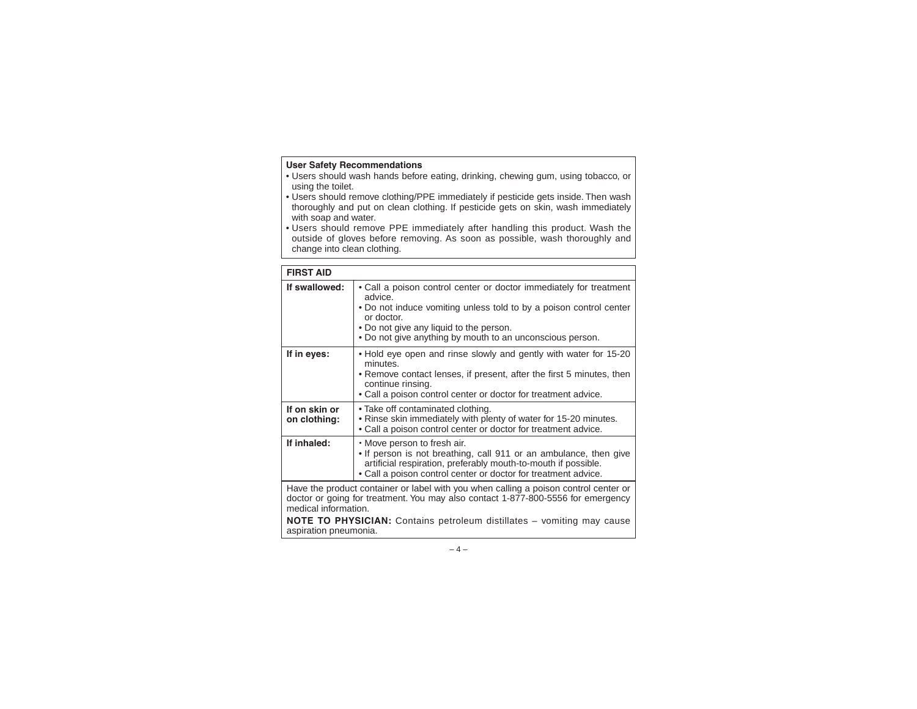**User Safety Recommendations**

- Users should wash hands before eating, drinking, chewing gum, using tobacco, or using the toilet.
- Users should remove clothing/PPE immediately if pesticide gets inside. Then wash thoroughly and put on clean clothing. If pesticide gets on skin, wash immediately with soap and water.
- Users should remove PPE immediately after handling this product. Wash the outside of gloves before removing. As soon as possible, wash thoroughly and change into clean clothing.

| **FIRST AID** | |
|---|---|
| **If swallowed:** | • Call a poison control center or doctor immediately for treatment advice.<br>• Do not induce vomiting unless told to by a poison control center or doctor.<br>• Do not give any liquid to the person.<br>• Do not give anything by mouth to an unconscious person. |
| **If in eyes:** | • Hold eye open and rinse slowly and gently with water for 15-20 minutes.<br>• Remove contact lenses, if present, after the first 5 minutes, then continue rinsing.<br>• Call a poison control center or doctor for treatment advice. |
| **If on skin or on clothing:** | • Take off contaminated clothing.<br>• Rinse skin immediately with plenty of water for 15-20 minutes.<br>• Call a poison control center or doctor for treatment advice. |
| **If inhaled:** | • Move person to fresh air.<br>• If person is not breathing, call 911 or an ambulance, then give artificial respiration, preferably mouth-to-mouth if possible.<br>• Call a poison control center or doctor for treatment advice. |

Have the product container or label with you when calling a poison control center or doctor or going for treatment. You may also contact 1-877-800-5556 for emergency medical information.

**NOTE TO PHYSICIAN:** Contains petroleum distillates – vomiting may cause aspiration pneumonia.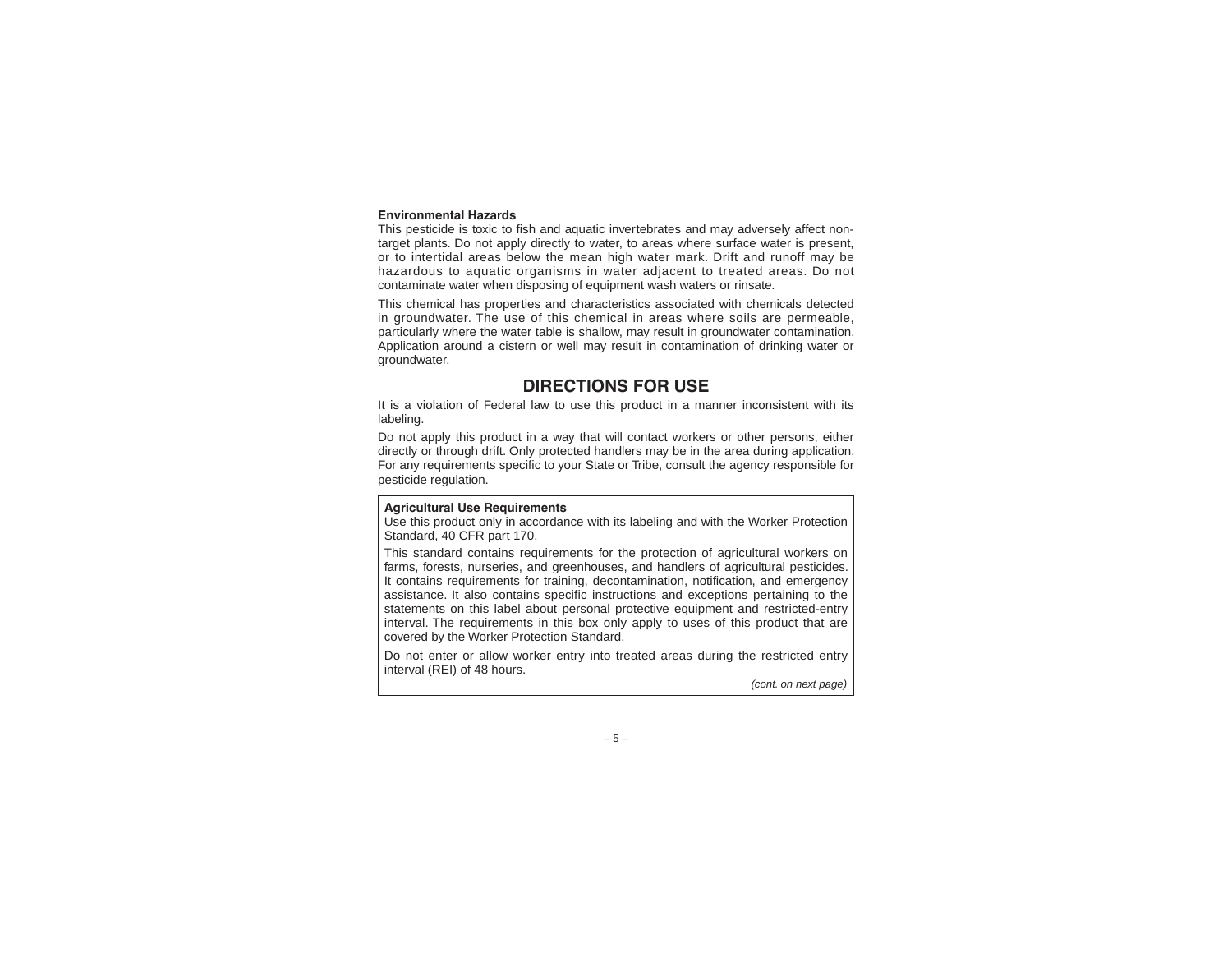**Environmental Hazards**

This pesticide is toxic to fish and aquatic invertebrates and may adversely affect non-target plants. Do not apply directly to water, to areas where surface water is present, or to intertidal areas below the mean high water mark. Drift and runoff may be hazardous to aquatic organisms in water adjacent to treated areas. Do not contaminate water when disposing of equipment wash waters or rinsate.

This chemical has properties and characteristics associated with chemicals detected in groundwater. The use of this chemical in areas where soils are permeable, particularly where the water table is shallow, may result in groundwater contamination. Application around a cistern or well may result in contamination of drinking water or groundwater.

## DIRECTIONS FOR USE

It is a violation of Federal law to use this product in a manner inconsistent with its labeling.

Do not apply this product in a way that will contact workers or other persons, either directly or through drift. Only protected handlers may be in the area during application. For any requirements specific to your State or Tribe, consult the agency responsible for pesticide regulation.

**Agricultural Use Requirements**

Use this product only in accordance with its labeling and with the Worker Protection Standard, 40 CFR part 170.

This standard contains requirements for the protection of agricultural workers on farms, forests, nurseries, and greenhouses, and handlers of agricultural pesticides. It contains requirements for training, decontamination, notification, and emergency assistance. It also contains specific instructions and exceptions pertaining to the statements on this label about personal protective equipment and restricted-entry interval. The requirements in this box only apply to uses of this product that are covered by the Worker Protection Standard.

Do not enter or allow worker entry into treated areas during the restricted entry interval (REI) of 48 hours.

*(cont. on next page)*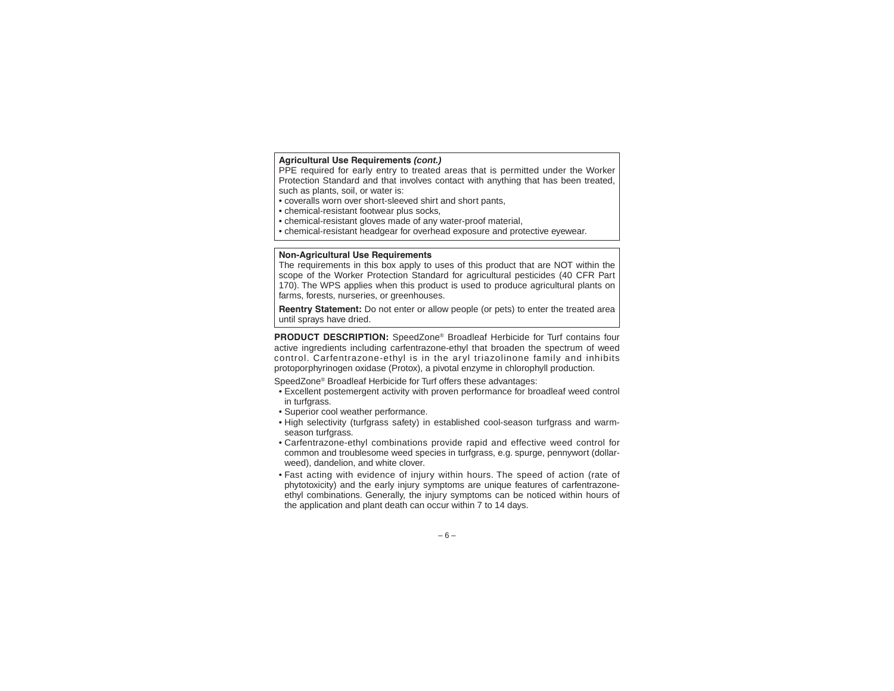**Agricultural Use Requirements *(cont.)***

PPE required for early entry to treated areas that is permitted under the Worker Protection Standard and that involves contact with anything that has been treated, such as plants, soil, or water is:

- coveralls worn over short-sleeved shirt and short pants,
- chemical-resistant footwear plus socks,
- chemical-resistant gloves made of any water-proof material,
- chemical-resistant headgear for overhead exposure and protective eyewear.

**Non-Agricultural Use Requirements**

The requirements in this box apply to uses of this product that are NOT within the scope of the Worker Protection Standard for agricultural pesticides (40 CFR Part 170). The WPS applies when this product is used to produce agricultural plants on farms, forests, nurseries, or greenhouses.

**Reentry Statement:** Do not enter or allow people (or pets) to enter the treated area until sprays have dried.

**PRODUCT DESCRIPTION:** SpeedZone® Broadleaf Herbicide for Turf contains four active ingredients including carfentrazone-ethyl that broaden the spectrum of weed control. Carfentrazone-ethyl is in the aryl triazolinone family and inhibits protoporphyrinogen oxidase (Protox), a pivotal enzyme in chlorophyll production.

SpeedZone® Broadleaf Herbicide for Turf offers these advantages:

- Excellent postemergent activity with proven performance for broadleaf weed control in turfgrass.
- Superior cool weather performance.
- High selectivity (turfgrass safety) in established cool-season turfgrass and warm-season turfgrass.
- Carfentrazone-ethyl combinations provide rapid and effective weed control for common and troublesome weed species in turfgrass, e.g. spurge, pennywort (dollar-weed), dandelion, and white clover.
- Fast acting with evidence of injury within hours. The speed of action (rate of phytotoxicity) and the early injury symptoms are unique features of carfentrazone-ethyl combinations. Generally, the injury symptoms can be noticed within hours of the application and plant death can occur within 7 to 14 days.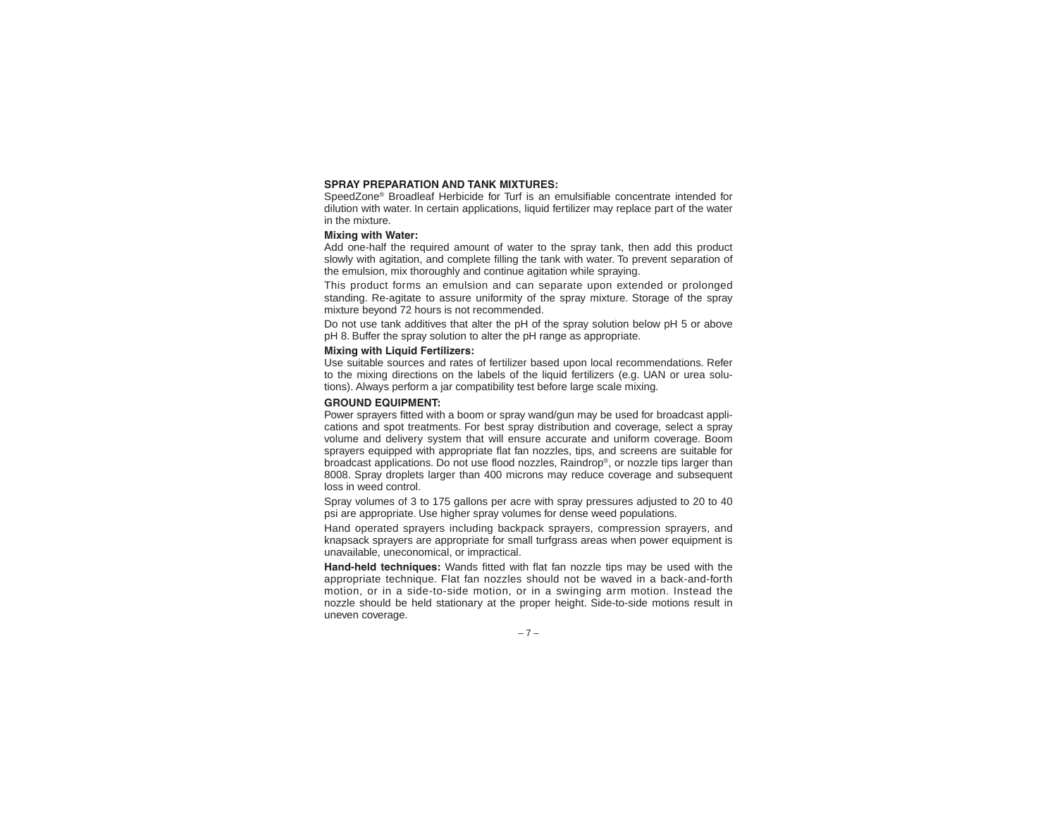**SPRAY PREPARATION AND TANK MIXTURES:**

SpeedZone® Broadleaf Herbicide for Turf is an emulsifiable concentrate intended for dilution with water. In certain applications, liquid fertilizer may replace part of the water in the mixture.

**Mixing with Water:**

Add one-half the required amount of water to the spray tank, then add this product slowly with agitation, and complete filling the tank with water. To prevent separation of the emulsion, mix thoroughly and continue agitation while spraying.

This product forms an emulsion and can separate upon extended or prolonged standing. Re-agitate to assure uniformity of the spray mixture. Storage of the spray mixture beyond 72 hours is not recommended.

Do not use tank additives that alter the pH of the spray solution below pH 5 or above pH 8. Buffer the spray solution to alter the pH range as appropriate.

**Mixing with Liquid Fertilizers:**

Use suitable sources and rates of fertilizer based upon local recommendations. Refer to the mixing directions on the labels of the liquid fertilizers (e.g. UAN or urea solutions). Always perform a jar compatibility test before large scale mixing.

**GROUND EQUIPMENT:**

Power sprayers fitted with a boom or spray wand/gun may be used for broadcast applications and spot treatments. For best spray distribution and coverage, select a spray volume and delivery system that will ensure accurate and uniform coverage. Boom sprayers equipped with appropriate flat fan nozzles, tips, and screens are suitable for broadcast applications. Do not use flood nozzles, Raindrop®, or nozzle tips larger than 8008. Spray droplets larger than 400 microns may reduce coverage and subsequent loss in weed control.

Spray volumes of 3 to 175 gallons per acre with spray pressures adjusted to 20 to 40 psi are appropriate. Use higher spray volumes for dense weed populations.

Hand operated sprayers including backpack sprayers, compression sprayers, and knapsack sprayers are appropriate for small turfgrass areas when power equipment is unavailable, uneconomical, or impractical.

**Hand-held techniques:** Wands fitted with flat fan nozzle tips may be used with the appropriate technique. Flat fan nozzles should not be waved in a back-and-forth motion, or in a side-to-side motion, or in a swinging arm motion. Instead the nozzle should be held stationary at the proper height. Side-to-side motions result in uneven coverage.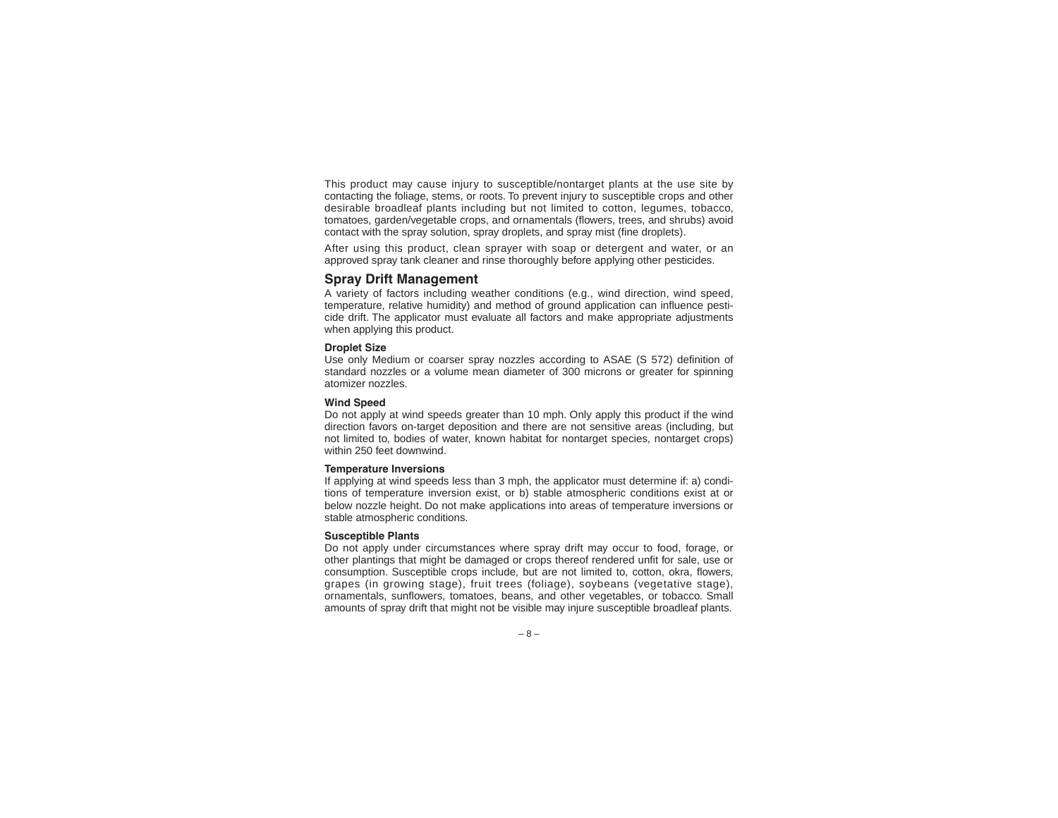This product may cause injury to susceptible/nontarget plants at the use site by contacting the foliage, stems, or roots. To prevent injury to susceptible crops and other desirable broadleaf plants including but not limited to cotton, legumes, tobacco, tomatoes, garden/vegetable crops, and ornamentals (flowers, trees, and shrubs) avoid contact with the spray solution, spray droplets, and spray mist (fine droplets).

After using this product, clean sprayer with soap or detergent and water, or an approved spray tank cleaner and rinse thoroughly before applying other pesticides.

## Spray Drift Management

A variety of factors including weather conditions (e.g., wind direction, wind speed, temperature, relative humidity) and method of ground application can influence pesticide drift. The applicator must evaluate all factors and make appropriate adjustments when applying this product.

**Droplet Size**

Use only Medium or coarser spray nozzles according to ASAE (S 572) definition of standard nozzles or a volume mean diameter of 300 microns or greater for spinning atomizer nozzles.

**Wind Speed**

Do not apply at wind speeds greater than 10 mph. Only apply this product if the wind direction favors on-target deposition and there are not sensitive areas (including, but not limited to, bodies of water, known habitat for nontarget species, nontarget crops) within 250 feet downwind.

**Temperature Inversions**

If applying at wind speeds less than 3 mph, the applicator must determine if: a) conditions of temperature inversion exist, or b) stable atmospheric conditions exist at or below nozzle height. Do not make applications into areas of temperature inversions or stable atmospheric conditions.

**Susceptible Plants**

Do not apply under circumstances where spray drift may occur to food, forage, or other plantings that might be damaged or crops thereof rendered unfit for sale, use or consumption. Susceptible crops include, but are not limited to, cotton, okra, flowers, grapes (in growing stage), fruit trees (foliage), soybeans (vegetative stage), ornamentals, sunflowers, tomatoes, beans, and other vegetables, or tobacco. Small amounts of spray drift that might not be visible may injure susceptible broadleaf plants.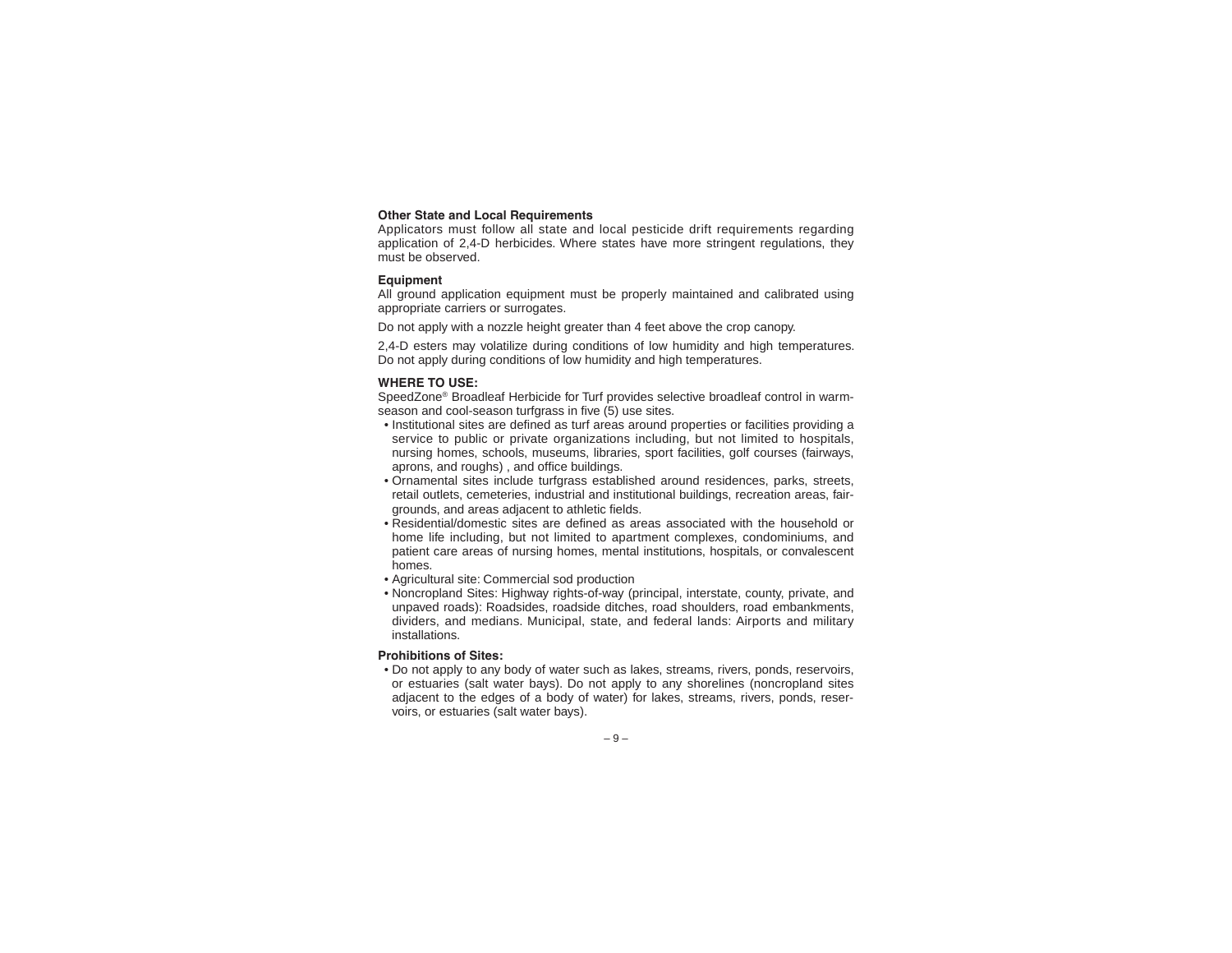**Other State and Local Requirements**

Applicators must follow all state and local pesticide drift requirements regarding application of 2,4-D herbicides. Where states have more stringent regulations, they must be observed.

**Equipment**

All ground application equipment must be properly maintained and calibrated using appropriate carriers or surrogates.

Do not apply with a nozzle height greater than 4 feet above the crop canopy.

2,4-D esters may volatilize during conditions of low humidity and high temperatures. Do not apply during conditions of low humidity and high temperatures.

**WHERE TO USE:**

SpeedZone® Broadleaf Herbicide for Turf provides selective broadleaf control in warm-season and cool-season turfgrass in five (5) use sites.

- Institutional sites are defined as turf areas around properties or facilities providing a service to public or private organizations including, but not limited to hospitals, nursing homes, schools, museums, libraries, sport facilities, golf courses (fairways, aprons, and roughs) , and office buildings.
- Ornamental sites include turfgrass established around residences, parks, streets, retail outlets, cemeteries, industrial and institutional buildings, recreation areas, fairgrounds, and areas adjacent to athletic fields.
- Residential/domestic sites are defined as areas associated with the household or home life including, but not limited to apartment complexes, condominiums, and patient care areas of nursing homes, mental institutions, hospitals, or convalescent homes.
- Agricultural site: Commercial sod production
- Noncropland Sites: Highway rights-of-way (principal, interstate, county, private, and unpaved roads): Roadsides, roadside ditches, road shoulders, road embankments, dividers, and medians. Municipal, state, and federal lands: Airports and military installations.

**Prohibitions of Sites:**

- Do not apply to any body of water such as lakes, streams, rivers, ponds, reservoirs, or estuaries (salt water bays). Do not apply to any shorelines (noncropland sites adjacent to the edges of a body of water) for lakes, streams, rivers, ponds, reservoirs, or estuaries (salt water bays).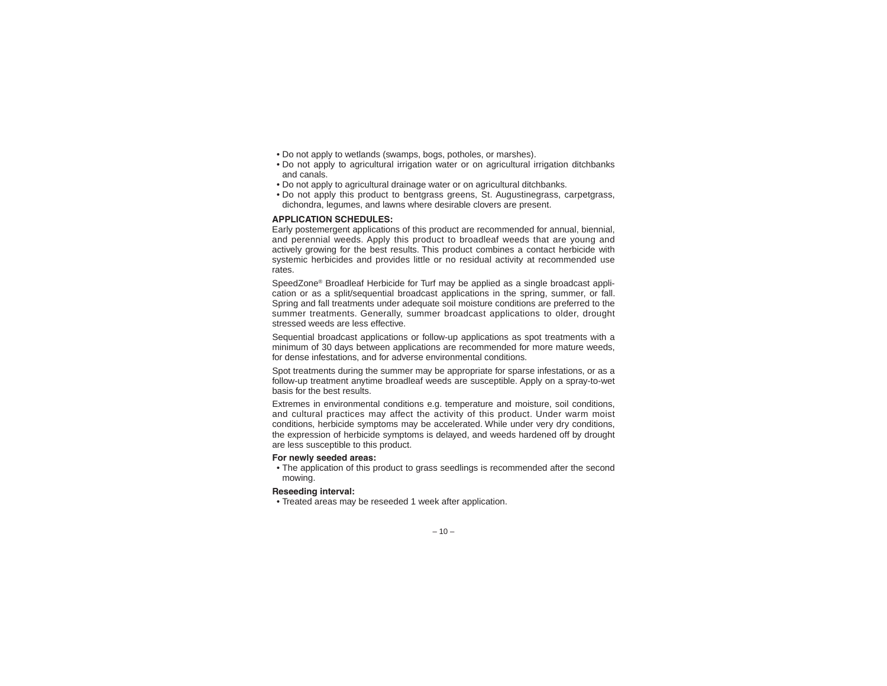- Do not apply to wetlands (swamps, bogs, potholes, or marshes).
- Do not apply to agricultural irrigation water or on agricultural irrigation ditchbanks and canals.
- Do not apply to agricultural drainage water or on agricultural ditchbanks.
- Do not apply this product to bentgrass greens, St. Augustinegrass, carpetgrass, dichondra, legumes, and lawns where desirable clovers are present.

**APPLICATION SCHEDULES:**

Early postemergent applications of this product are recommended for annual, biennial, and perennial weeds. Apply this product to broadleaf weeds that are young and actively growing for the best results. This product combines a contact herbicide with systemic herbicides and provides little or no residual activity at recommended use rates.

SpeedZone® Broadleaf Herbicide for Turf may be applied as a single broadcast application or as a split/sequential broadcast applications in the spring, summer, or fall. Spring and fall treatments under adequate soil moisture conditions are preferred to the summer treatments. Generally, summer broadcast applications to older, drought stressed weeds are less effective.

Sequential broadcast applications or follow-up applications as spot treatments with a minimum of 30 days between applications are recommended for more mature weeds, for dense infestations, and for adverse environmental conditions.

Spot treatments during the summer may be appropriate for sparse infestations, or as a follow-up treatment anytime broadleaf weeds are susceptible. Apply on a spray-to-wet basis for the best results.

Extremes in environmental conditions e.g. temperature and moisture, soil conditions, and cultural practices may affect the activity of this product. Under warm moist conditions, herbicide symptoms may be accelerated. While under very dry conditions, the expression of herbicide symptoms is delayed, and weeds hardened off by drought are less susceptible to this product.

**For newly seeded areas:**

- The application of this product to grass seedlings is recommended after the second mowing.

**Reseeding interval:**

- Treated areas may be reseeded 1 week after application.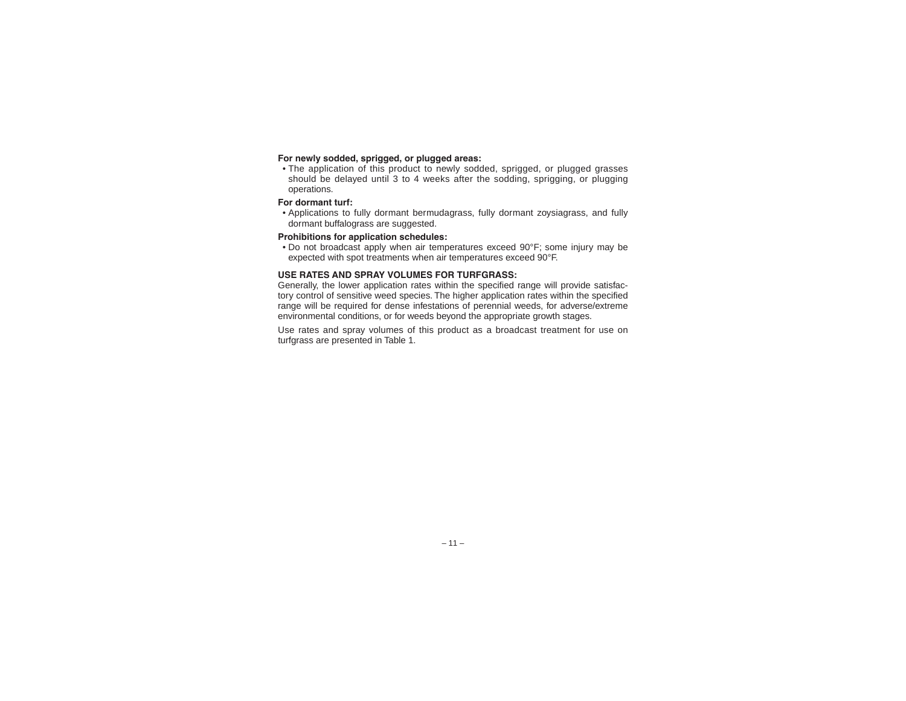**For newly sodded, sprigged, or plugged areas:**

- The application of this product to newly sodded, sprigged, or plugged grasses should be delayed until 3 to 4 weeks after the sodding, sprigging, or plugging operations.

**For dormant turf:**

- Applications to fully dormant bermudagrass, fully dormant zoysiagrass, and fully dormant buffalograss are suggested.

**Prohibitions for application schedules:**

- Do not broadcast apply when air temperatures exceed 90°F; some injury may be expected with spot treatments when air temperatures exceed 90°F.

**USE RATES AND SPRAY VOLUMES FOR TURFGRASS:**

Generally, the lower application rates within the specified range will provide satisfactory control of sensitive weed species. The higher application rates within the specified range will be required for dense infestations of perennial weeds, for adverse/extreme environmental conditions, or for weeds beyond the appropriate growth stages.

Use rates and spray volumes of this product as a broadcast treatment for use on turfgrass are presented in Table 1.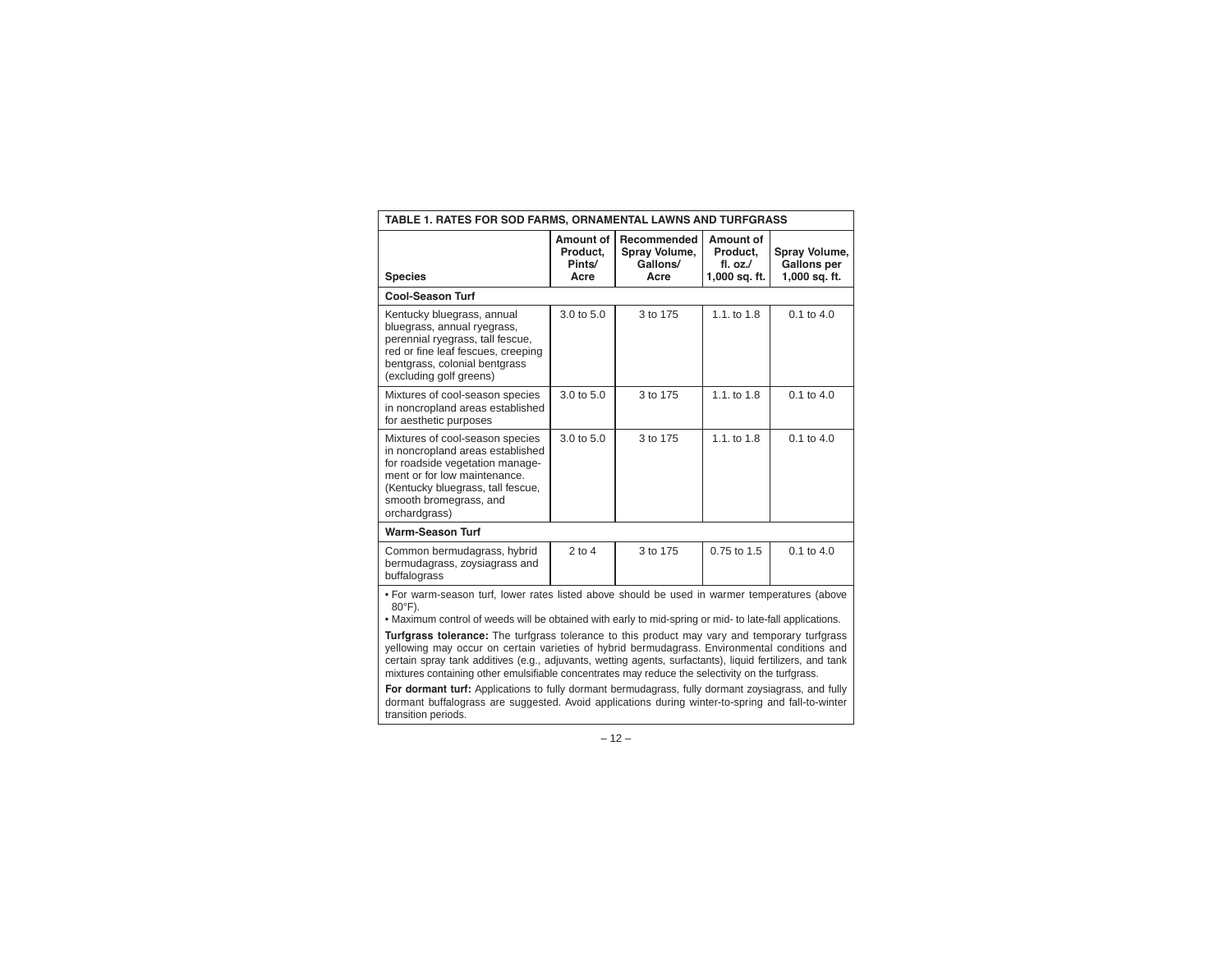| TABLE 1. RATES FOR SOD FARMS, ORNAMENTAL LAWNS AND TURFGRASS | | | | |
|---|---|---|---|---|
| **Species** | **Amount of Product, Pints/ Acre** | **Recommended Spray Volume, Gallons/ Acre** | **Amount of Product, fl. oz./ 1,000 sq. ft.** | **Spray Volume, Gallons per 1,000 sq. ft.** |
| **Cool-Season Turf** | | | | |
| Kentucky bluegrass, annual bluegrass, annual ryegrass, perennial ryegrass, tall fescue, red or fine leaf fescues, creeping bentgrass, colonial bentgrass (excluding golf greens) | 3.0 to 5.0 | 3 to 175 | 1.1. to 1.8 | 0.1 to 4.0 |
| Mixtures of cool-season species in noncropland areas established for aesthetic purposes | 3.0 to 5.0 | 3 to 175 | 1.1. to 1.8 | 0.1 to 4.0 |
| Mixtures of cool-season species in noncropland areas established for roadside vegetation management or for low maintenance. (Kentucky bluegrass, tall fescue, smooth bromegrass, and orchardgrass) | 3.0 to 5.0 | 3 to 175 | 1.1. to 1.8 | 0.1 to 4.0 |
| **Warm-Season Turf** | | | | |
| Common bermudagrass, hybrid bermudagrass, zoysiagrass and buffalograss | 2 to 4 | 3 to 175 | 0.75 to 1.5 | 0.1 to 4.0 |

- For warm-season turf, lower rates listed above should be used in warmer temperatures (above 80°F).
- Maximum control of weeds will be obtained with early to mid-spring or mid- to late-fall applications.

**Turfgrass tolerance:** The turfgrass tolerance to this product may vary and temporary turfgrass yellowing may occur on certain varieties of hybrid bermudagrass. Environmental conditions and certain spray tank additives (e.g., adjuvants, wetting agents, surfactants), liquid fertilizers, and tank mixtures containing other emulsifiable concentrates may reduce the selectivity on the turfgrass.

**For dormant turf:** Applications to fully dormant bermudagrass, fully dormant zoysiagrass, and fully dormant buffalograss are suggested. Avoid applications during winter-to-spring and fall-to-winter transition periods.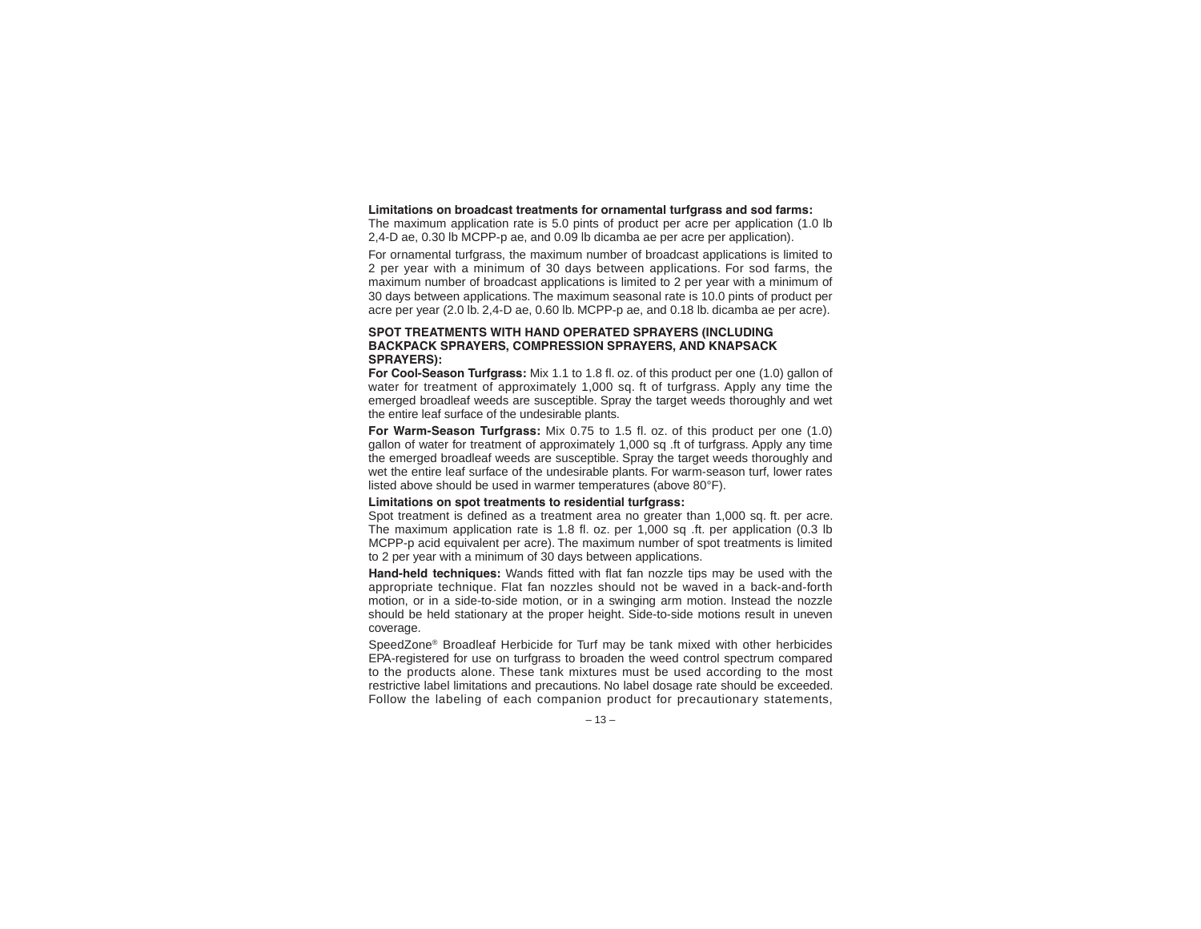**Limitations on broadcast treatments for ornamental turfgrass and sod farms:**
The maximum application rate is 5.0 pints of product per acre per application (1.0 lb 2,4-D ae, 0.30 lb MCPP-p ae, and 0.09 lb dicamba ae per acre per application).

For ornamental turfgrass, the maximum number of broadcast applications is limited to 2 per year with a minimum of 30 days between applications. For sod farms, the maximum number of broadcast applications is limited to 2 per year with a minimum of 30 days between applications. The maximum seasonal rate is 10.0 pints of product per acre per year (2.0 lb. 2,4-D ae, 0.60 lb. MCPP-p ae, and 0.18 lb. dicamba ae per acre).

**SPOT TREATMENTS WITH HAND OPERATED SPRAYERS (INCLUDING BACKPACK SPRAYERS, COMPRESSION SPRAYERS, AND KNAPSACK SPRAYERS):**

**For Cool-Season Turfgrass:** Mix 1.1 to 1.8 fl. oz. of this product per one (1.0) gallon of water for treatment of approximately 1,000 sq. ft of turfgrass. Apply any time the emerged broadleaf weeds are susceptible. Spray the target weeds thoroughly and wet the entire leaf surface of the undesirable plants.

**For Warm-Season Turfgrass:** Mix 0.75 to 1.5 fl. oz. of this product per one (1.0) gallon of water for treatment of approximately 1,000 sq .ft of turfgrass. Apply any time the emerged broadleaf weeds are susceptible. Spray the target weeds thoroughly and wet the entire leaf surface of the undesirable plants. For warm-season turf, lower rates listed above should be used in warmer temperatures (above 80°F).

**Limitations on spot treatments to residential turfgrass:**
Spot treatment is defined as a treatment area no greater than 1,000 sq. ft. per acre. The maximum application rate is 1.8 fl. oz. per 1,000 sq .ft. per application (0.3 lb MCPP-p acid equivalent per acre). The maximum number of spot treatments is limited to 2 per year with a minimum of 30 days between applications.

**Hand-held techniques:** Wands fitted with flat fan nozzle tips may be used with the appropriate technique. Flat fan nozzles should not be waved in a back-and-forth motion, or in a side-to-side motion, or in a swinging arm motion. Instead the nozzle should be held stationary at the proper height. Side-to-side motions result in uneven coverage.

SpeedZone® Broadleaf Herbicide for Turf may be tank mixed with other herbicides EPA-registered for use on turfgrass to broaden the weed control spectrum compared to the products alone. These tank mixtures must be used according to the most restrictive label limitations and precautions. No label dosage rate should be exceeded. Follow the labeling of each companion product for precautionary statements,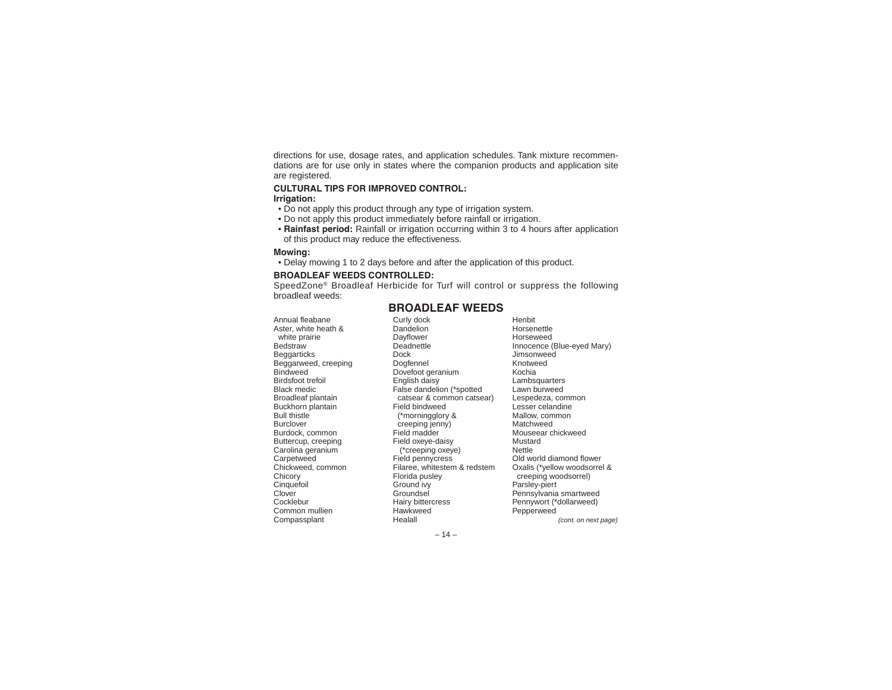directions for use, dosage rates, and application schedules. Tank mixture recommendations are for use only in states where the companion products and application site are registered.

**CULTURAL TIPS FOR IMPROVED CONTROL:**

**Irrigation:**

- Do not apply this product through any type of irrigation system.
- Do not apply this product immediately before rainfall or irrigation.
- **Rainfast period:** Rainfall or irrigation occurring within 3 to 4 hours after application of this product may reduce the effectiveness.

**Mowing:**

- Delay mowing 1 to 2 days before and after the application of this product.

**BROADLEAF WEEDS CONTROLLED:**

SpeedZone® Broadleaf Herbicide for Turf will control or suppress the following broadleaf weeds:

## BROADLEAF WEEDS

Annual fleabane
Aster, white heath & white prairie
Bedstraw
Beggarticks
Beggarweed, creeping
Bindweed
Birdsfoot trefoil
Black medic
Broadleaf plantain
Buckhorn plantain
Bull thistle
Burclover
Burdock, common
Buttercup, creeping
Carolina geranium
Carpetweed
Chickweed, common
Chicory
Cinquefoil
Clover
Cocklebur
Common mullien
Compassplant
Curly dock
Dandelion
Dayflower
Deadnettle
Dock
Dogfennel
Dovefoot geranium
English daisy
False dandelion (*spotted catsear & common catsear)
Field bindweed (*morningglory & creeping jenny)
Field madder
Field oxeye-daisy (*creeping oxeye)
Field pennycress
Filaree, whitestem & redstem
Florida pusley
Ground ivy
Groundsel
Hairy bittercress
Hawkweed
Healall
Henbit
Horsenettle
Horseweed
Innocence (Blue-eyed Mary)
Jimsonweed
Knotweed
Kochia
Lambsquarters
Lawn burweed
Lespedeza, common
Lesser celandine
Mallow, common
Matchweed
Mouseear chickweed
Mustard
Nettle
Old world diamond flower
Oxalis (*yellow woodsorrel & creeping woodsorrel)
Parsley-piert
Pennsylvania smartweed
Pennywort (*dollarweed)
Pepperweed

*(cont. on next page)*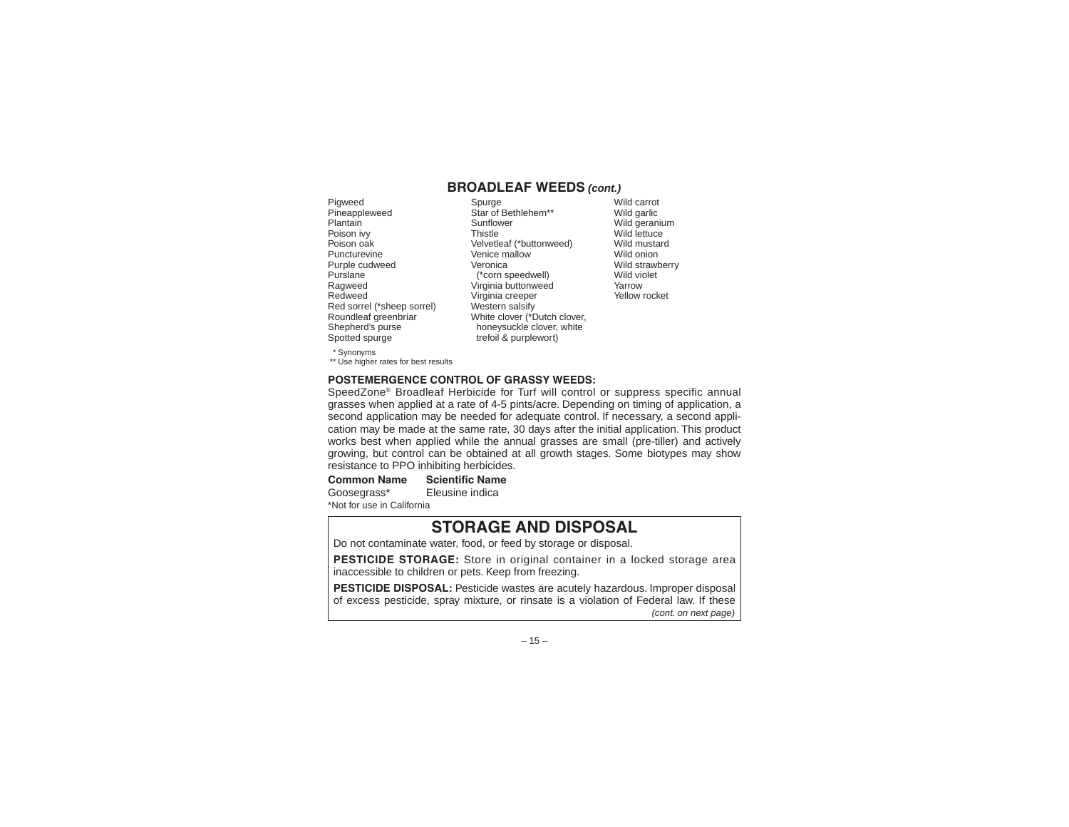## BROADLEAF WEEDS *(cont.)*

Pigweed
Pineappleweed
Plantain
Poison ivy
Poison oak
Puncturevine
Purple cudweed
Purslane
Ragweed
Redweed
Red sorrel (*sheep sorrel)
Roundleaf greenbriar
Shepherd's purse
Spotted spurge
Spurge
Star of Bethlehem**
Sunflower
Thistle
Velvetleaf (*buttonweed)
Venice mallow
Veronica
(*corn speedwell)
Virginia buttonweed
Virginia creeper
Western salsify
White clover (*Dutch clover, honeysuckle clover, white trefoil & purplewort)
Wild carrot
Wild garlic
Wild geranium
Wild lettuce
Wild mustard
Wild onion
Wild strawberry
Wild violet
Yarrow
Yellow rocket

\* Synonyms
** Use higher rates for best results

**POSTEMERGENCE CONTROL OF GRASSY WEEDS:**
SpeedZone® Broadleaf Herbicide for Turf will control or suppress specific annual grasses when applied at a rate of 4-5 pints/acre. Depending on timing of application, a second application may be needed for adequate control. If necessary, a second application may be made at the same rate, 30 days after the initial application. This product works best when applied while the annual grasses are small (pre-tiller) and actively growing, but control can be obtained at all growth stages. Some biotypes may show resistance to PPO inhibiting herbicides.

| Common Name | Scientific Name |
|---|---|
| Goosegrass* | Eleusine indica |

*Not for use in California

## STORAGE AND DISPOSAL

Do not contaminate water, food, or feed by storage or disposal.

**PESTICIDE STORAGE:** Store in original container in a locked storage area inaccessible to children or pets. Keep from freezing.

**PESTICIDE DISPOSAL:** Pesticide wastes are acutely hazardous. Improper disposal of excess pesticide, spray mixture, or rinsate is a violation of Federal law. If these

*(cont. on next page)*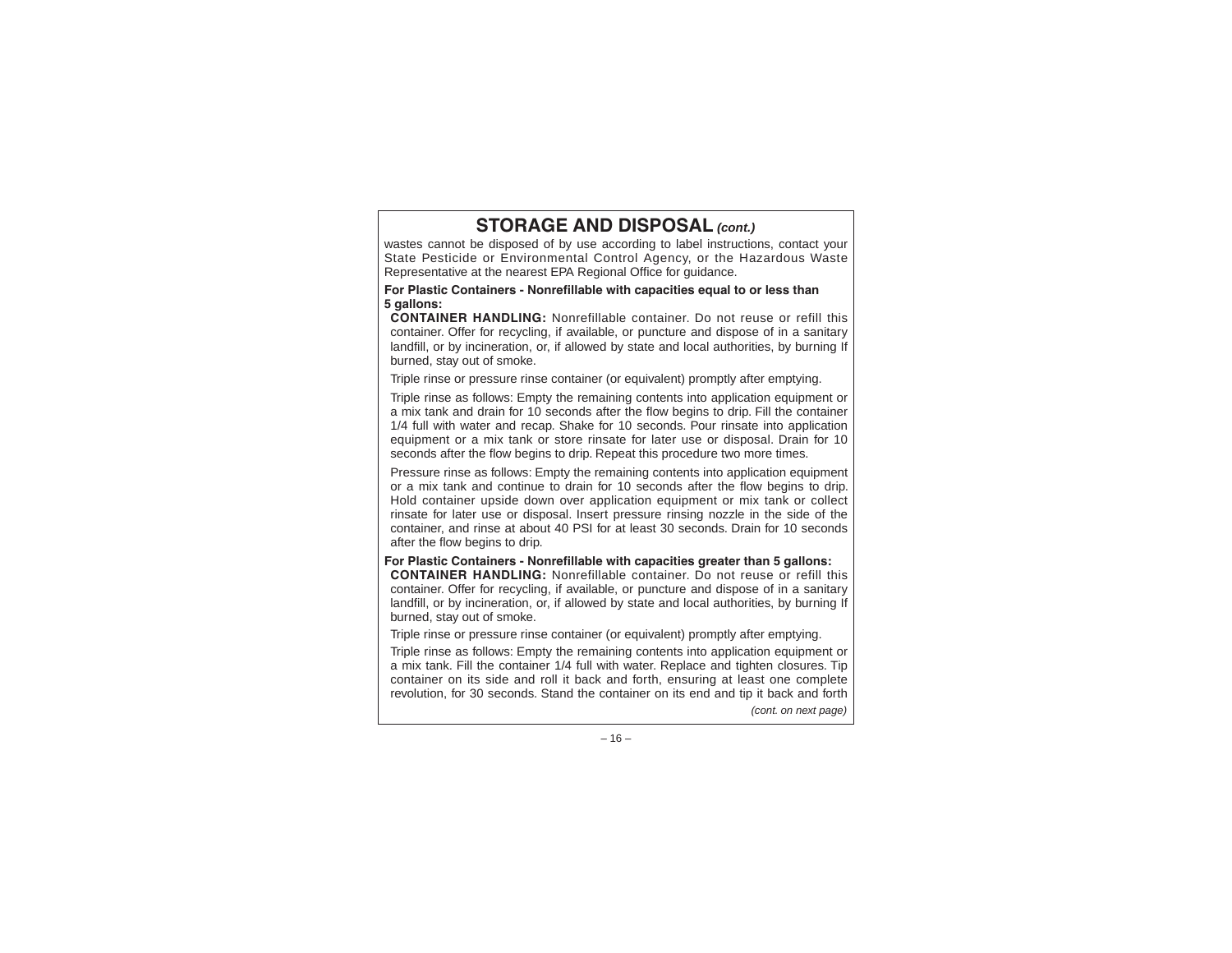## STORAGE AND DISPOSAL *(cont.)*

wastes cannot be disposed of by use according to label instructions, contact your State Pesticide or Environmental Control Agency, or the Hazardous Waste Representative at the nearest EPA Regional Office for guidance.

**For Plastic Containers - Nonrefillable with capacities equal to or less than 5 gallons:**

**CONTAINER HANDLING:** Nonrefillable container. Do not reuse or refill this container. Offer for recycling, if available, or puncture and dispose of in a sanitary landfill, or by incineration, or, if allowed by state and local authorities, by burning If burned, stay out of smoke.

Triple rinse or pressure rinse container (or equivalent) promptly after emptying.

Triple rinse as follows: Empty the remaining contents into application equipment or a mix tank and drain for 10 seconds after the flow begins to drip. Fill the container 1/4 full with water and recap. Shake for 10 seconds. Pour rinsate into application equipment or a mix tank or store rinsate for later use or disposal. Drain for 10 seconds after the flow begins to drip. Repeat this procedure two more times.

Pressure rinse as follows: Empty the remaining contents into application equipment or a mix tank and continue to drain for 10 seconds after the flow begins to drip. Hold container upside down over application equipment or mix tank or collect rinsate for later use or disposal. Insert pressure rinsing nozzle in the side of the container, and rinse at about 40 PSI for at least 30 seconds. Drain for 10 seconds after the flow begins to drip.

**For Plastic Containers - Nonrefillable with capacities greater than 5 gallons:**

**CONTAINER HANDLING:** Nonrefillable container. Do not reuse or refill this container. Offer for recycling, if available, or puncture and dispose of in a sanitary landfill, or by incineration, or, if allowed by state and local authorities, by burning If burned, stay out of smoke.

Triple rinse or pressure rinse container (or equivalent) promptly after emptying.

Triple rinse as follows: Empty the remaining contents into application equipment or a mix tank. Fill the container 1/4 full with water. Replace and tighten closures. Tip container on its side and roll it back and forth, ensuring at least one complete revolution, for 30 seconds. Stand the container on its end and tip it back and forth

*(cont. on next page)*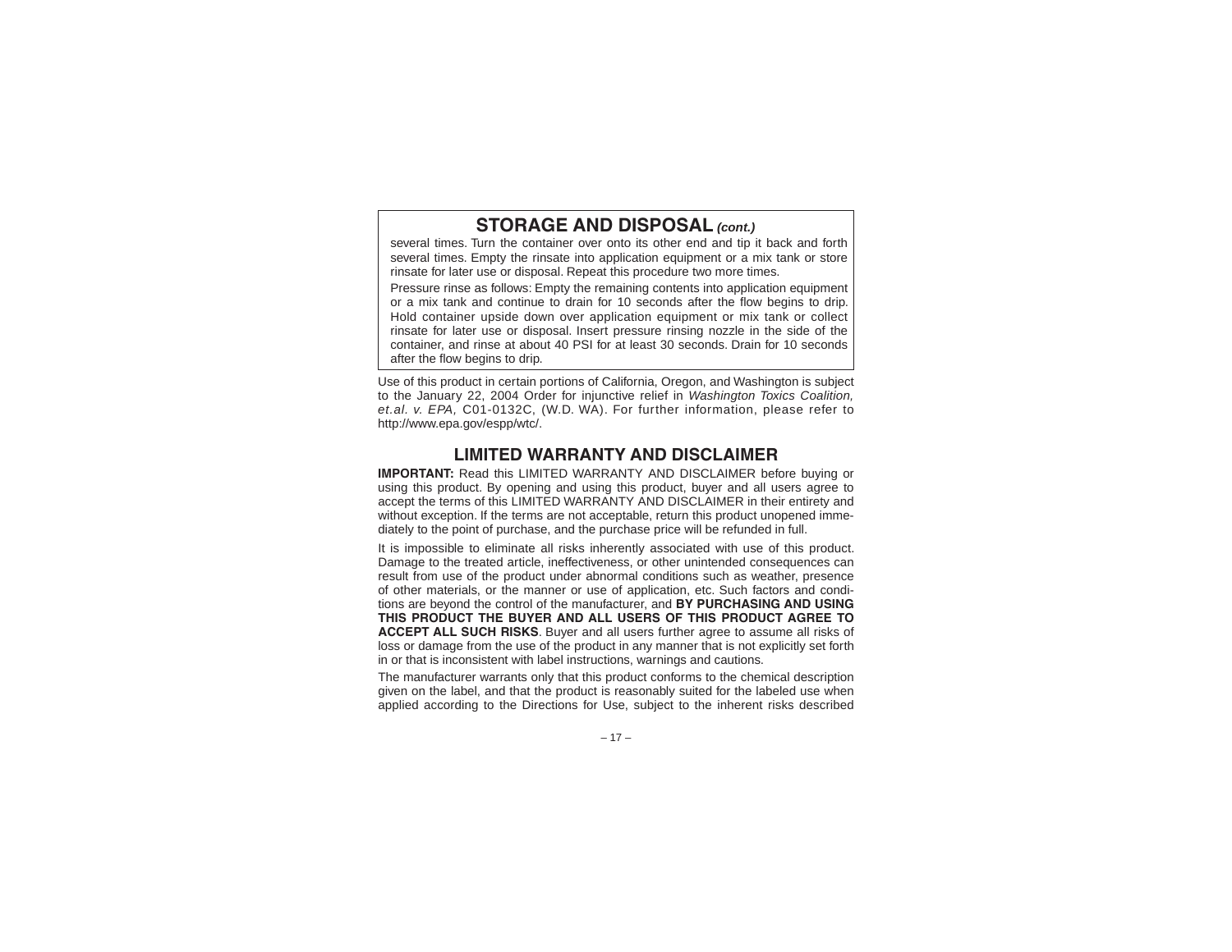## STORAGE AND DISPOSAL *(cont.)*

several times. Turn the container over onto its other end and tip it back and forth several times. Empty the rinsate into application equipment or a mix tank or store rinsate for later use or disposal. Repeat this procedure two more times.

Pressure rinse as follows: Empty the remaining contents into application equipment or a mix tank and continue to drain for 10 seconds after the flow begins to drip. Hold container upside down over application equipment or mix tank or collect rinsate for later use or disposal. Insert pressure rinsing nozzle in the side of the container, and rinse at about 40 PSI for at least 30 seconds. Drain for 10 seconds after the flow begins to drip.

Use of this product in certain portions of California, Oregon, and Washington is subject to the January 22, 2004 Order for injunctive relief in *Washington Toxics Coalition, et.al. v. EPA,* C01-0132C, (W.D. WA). For further information, please refer to http://www.epa.gov/espp/wtc/.

## LIMITED WARRANTY AND DISCLAIMER

**IMPORTANT:** Read this LIMITED WARRANTY AND DISCLAIMER before buying or using this product. By opening and using this product, buyer and all users agree to accept the terms of this LIMITED WARRANTY AND DISCLAIMER in their entirety and without exception. If the terms are not acceptable, return this product unopened immediately to the point of purchase, and the purchase price will be refunded in full.

It is impossible to eliminate all risks inherently associated with use of this product. Damage to the treated article, ineffectiveness, or other unintended consequences can result from use of the product under abnormal conditions such as weather, presence of other materials, or the manner or use of application, etc. Such factors and conditions are beyond the control of the manufacturer, and **BY PURCHASING AND USING THIS PRODUCT THE BUYER AND ALL USERS OF THIS PRODUCT AGREE TO ACCEPT ALL SUCH RISKS**. Buyer and all users further agree to assume all risks of loss or damage from the use of the product in any manner that is not explicitly set forth in or that is inconsistent with label instructions, warnings and cautions.

The manufacturer warrants only that this product conforms to the chemical description given on the label, and that the product is reasonably suited for the labeled use when applied according to the Directions for Use, subject to the inherent risks described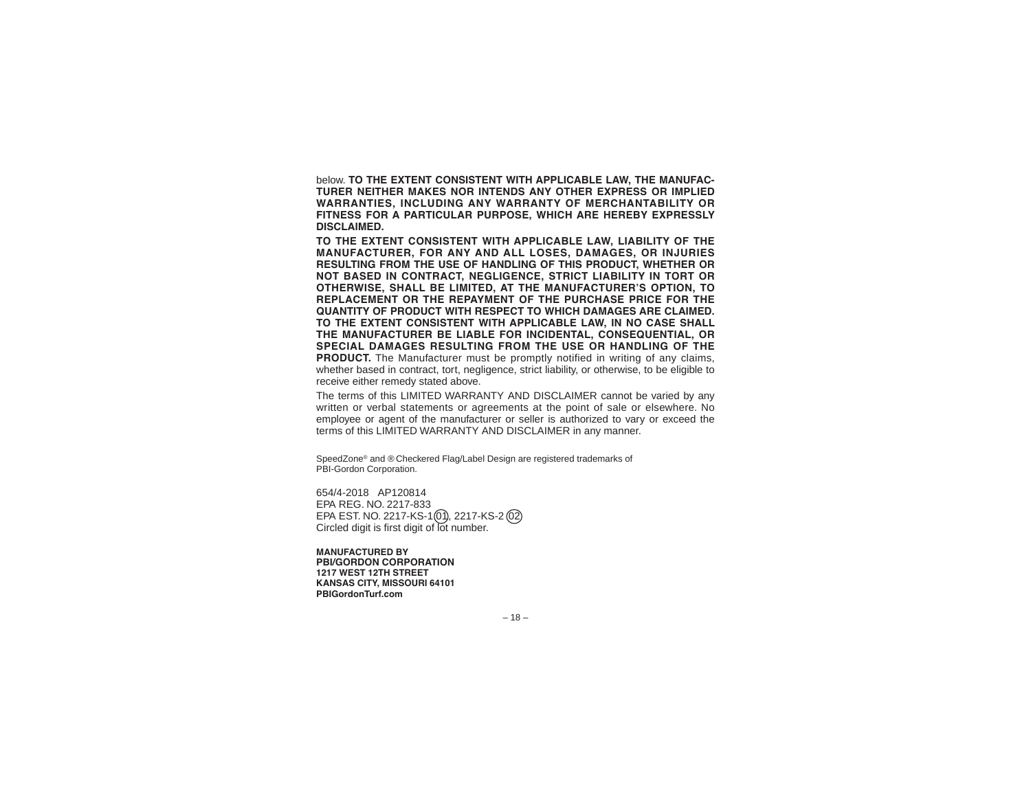below. **TO THE EXTENT CONSISTENT WITH APPLICABLE LAW, THE MANUFACTURER NEITHER MAKES NOR INTENDS ANY OTHER EXPRESS OR IMPLIED WARRANTIES, INCLUDING ANY WARRANTY OF MERCHANTABILITY OR FITNESS FOR A PARTICULAR PURPOSE, WHICH ARE HEREBY EXPRESSLY DISCLAIMED.**

**TO THE EXTENT CONSISTENT WITH APPLICABLE LAW, LIABILITY OF THE MANUFACTURER, FOR ANY AND ALL LOSES, DAMAGES, OR INJURIES RESULTING FROM THE USE OF HANDLING OF THIS PRODUCT, WHETHER OR NOT BASED IN CONTRACT, NEGLIGENCE, STRICT LIABILITY IN TORT OR OTHERWISE, SHALL BE LIMITED, AT THE MANUFACTURER'S OPTION, TO REPLACEMENT OR THE REPAYMENT OF THE PURCHASE PRICE FOR THE QUANTITY OF PRODUCT WITH RESPECT TO WHICH DAMAGES ARE CLAIMED. TO THE EXTENT CONSISTENT WITH APPLICABLE LAW, IN NO CASE SHALL THE MANUFACTURER BE LIABLE FOR INCIDENTAL, CONSEQUENTIAL, OR SPECIAL DAMAGES RESULTING FROM THE USE OR HANDLING OF THE PRODUCT.** The Manufacturer must be promptly notified in writing of any claims, whether based in contract, tort, negligence, strict liability, or otherwise, to be eligible to receive either remedy stated above.

The terms of this LIMITED WARRANTY AND DISCLAIMER cannot be varied by any written or verbal statements or agreements at the point of sale or elsewhere. No employee or agent of the manufacturer or seller is authorized to vary or exceed the terms of this LIMITED WARRANTY AND DISCLAIMER in any manner.

SpeedZone® and ® Checkered Flag/Label Design are registered trademarks of PBI-Gordon Corporation.

654/4-2018 AP120814
EPA REG. NO. 2217-833
EPA EST. NO. 2217-KS-1 (01), 2217-KS-2 (02)
Circled digit is first digit of lot number.

**MANUFACTURED BY**
**PBI/GORDON CORPORATION**
**1217 WEST 12TH STREET**
**KANSAS CITY, MISSOURI 64101**
**PBIGordonTurf.com**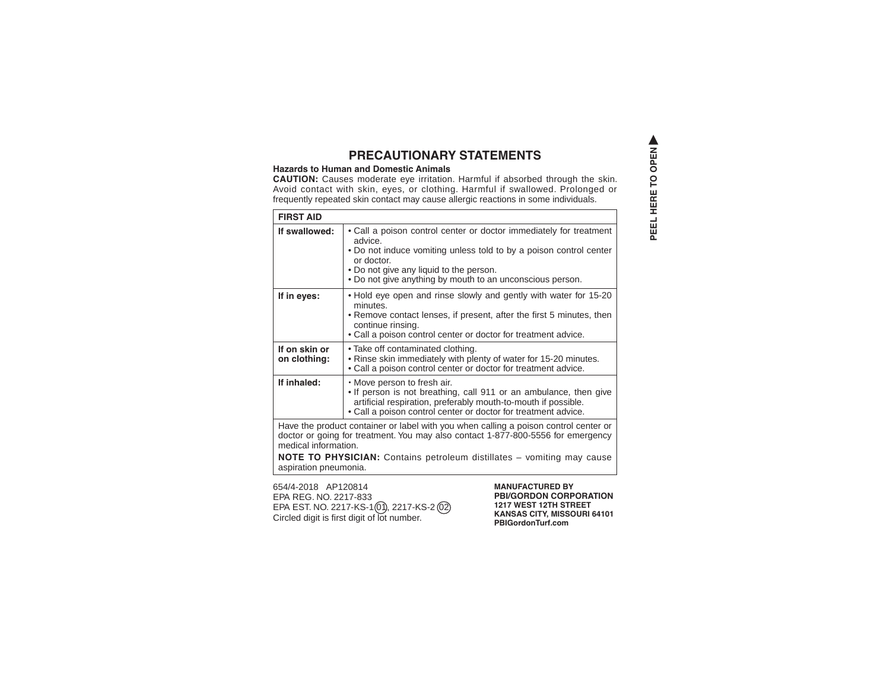# PRECAUTIONARY STATEMENTS

**Hazards to Human and Domestic Animals**

**CAUTION:** Causes moderate eye irritation. Harmful if absorbed through the skin. Avoid contact with skin, eyes, or clothing. Harmful if swallowed. Prolonged or frequently repeated skin contact may cause allergic reactions in some individuals.

| **FIRST AID** | |
|---|---|
| **If swallowed:** | • Call a poison control center or doctor immediately for treatment advice.<br>• Do not induce vomiting unless told to by a poison control center or doctor.<br>• Do not give any liquid to the person.<br>• Do not give anything by mouth to an unconscious person. |
| **If in eyes:** | • Hold eye open and rinse slowly and gently with water for 15-20 minutes.<br>• Remove contact lenses, if present, after the first 5 minutes, then continue rinsing.<br>• Call a poison control center or doctor for treatment advice. |
| **If on skin or on clothing:** | • Take off contaminated clothing.<br>• Rinse skin immediately with plenty of water for 15-20 minutes.<br>• Call a poison control center or doctor for treatment advice. |
| **If inhaled:** | • Move person to fresh air.<br>• If person is not breathing, call 911 or an ambulance, then give artificial respiration, preferably mouth-to-mouth if possible.<br>• Call a poison control center or doctor for treatment advice. |
| Have the product container or label with you when calling a poison control center or doctor or going for treatment. You may also contact 1-877-800-5556 for emergency medical information.<br><br>**NOTE TO PHYSICIAN:** Contains petroleum distillates – vomiting may cause aspiration pneumonia. | |

654/4-2018 AP120814
EPA REG. NO. 2217-833
EPA EST. NO. 2217-KS-1(01), 2217-KS-2 (02)
Circled digit is first digit of lot number.

**MANUFACTURED BY**
**PBI/GORDON CORPORATION**
**1217 WEST 12TH STREET**
**KANSAS CITY, MISSOURI 64101**
**PBIGordonTurf.com**

**PEEL HERE TO OPEN**